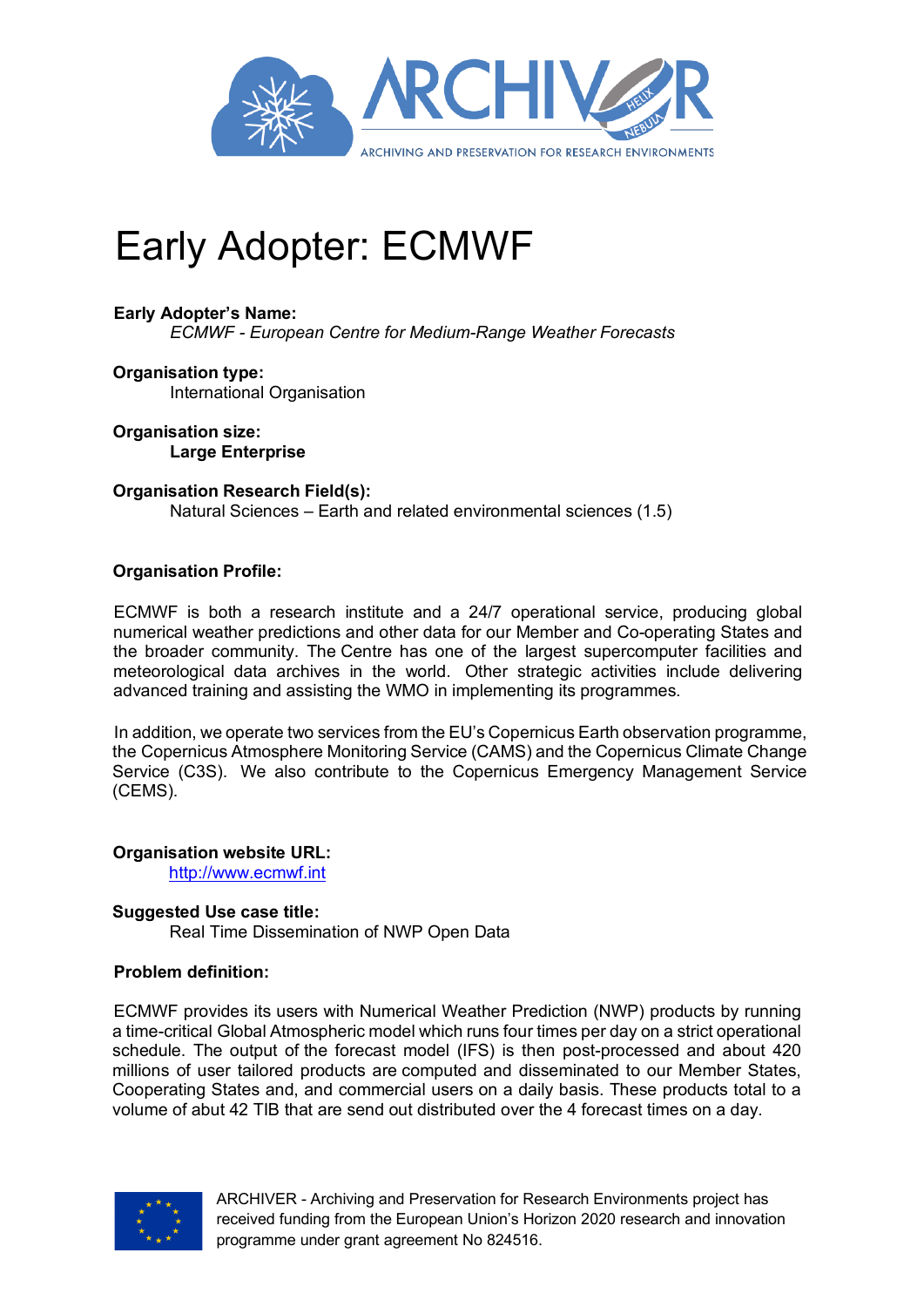# Early Adopter: ECMWF

**Early Adopter's Name:**

*ECMWF - European Centre for Medium-Range Weather Forecasts*

**Organisation type:**

International Organisation

**Organisation size:**

**Large Enterprise**

**Organisation Research Field(s):**

Natural Sciences – Earth and related environmental sciences (1.5)

**Organisation Profile:**

ECMWF is both a research institute and a 24/7 operational service, producing global numerical weather predictions and other data for our Member and Co-operating States and the broader community. The Centre has one of the largest supercomputer facilities and meteorological data archives in the world. Other strategic activities include delivering advanced training and assisting the WMO in implementing its programmes.

In addition, we operate two services from the EU's Copernicus Earth observation programme, the Copernicus Atmosphere Monitoring Service (CAMS) and the Copernicus Climate Change Service (C3S). We also contribute to the Copernicus Emergency Management Service (CEMS).

**Organisation website URL:**

[http://www.ecmwf.int](http://www.ecmwf.int)

**Suggested Use case title:**

Real Time Dissemination of NWP Open Data

**Problem definition:**

ECMWF provides its users with Numerical Weather Prediction (NWP) products by running a time-critical Global Atmospheric model which runs four times per day on a strict operational schedule. The output of the forecast model (IFS) is then post-processed and about 420 millions of user tailored products are computed and disseminated to our Member States, Cooperating States and, and commercial users on a daily basis. These products total to a volume of abut 42 TIB that are send out distributed over the 4 forecast times on a day.

ARCHIVER - Archiving and Preservation for Research Environments project has received funding from the European Union's Horizon 2020 research and innovation programme under grant agreement No 824516.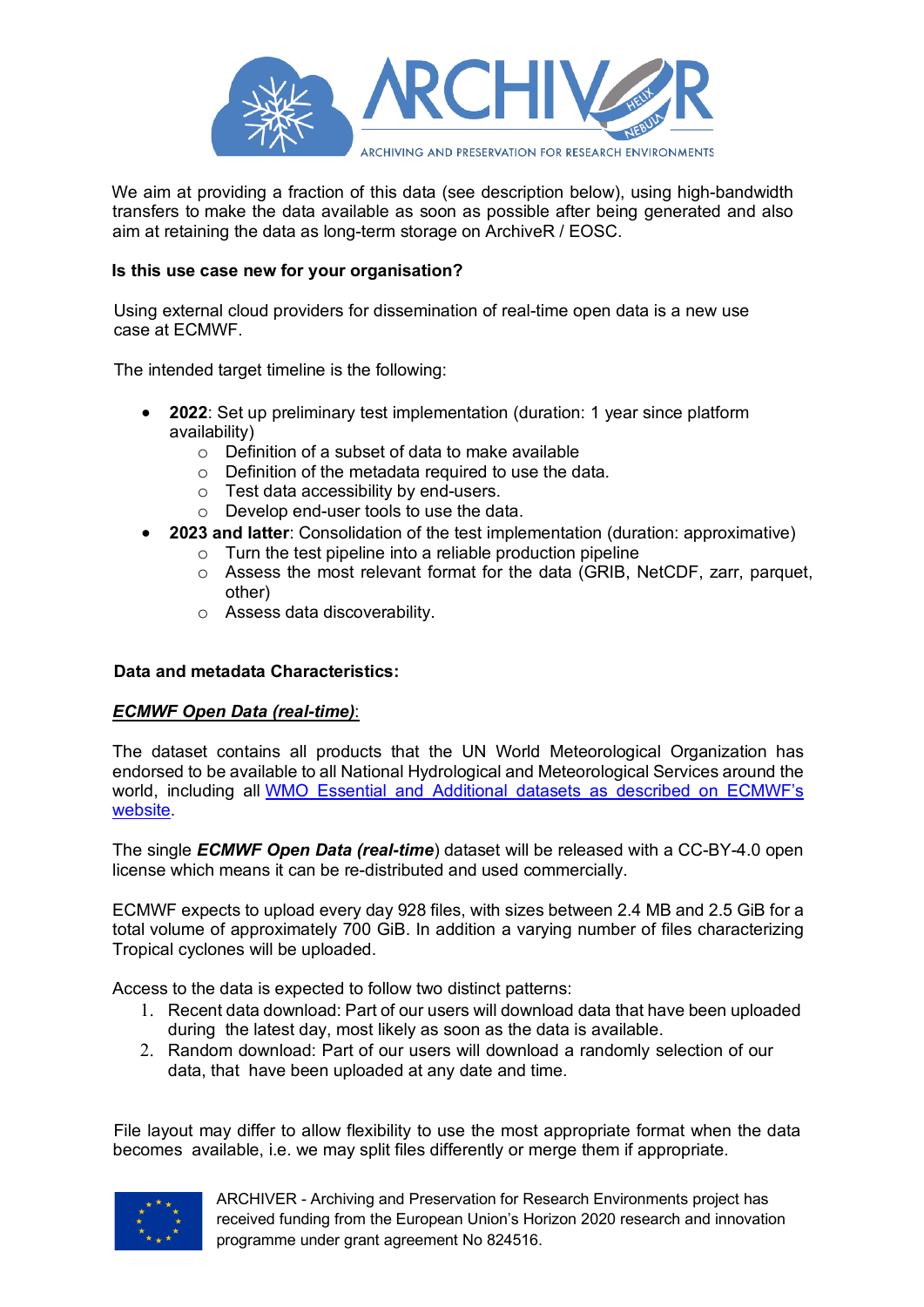We aim at providing a fraction of this data (see description below), using high-bandwidth transfers to make the data available as soon as possible after being generated and also aim at retaining the data as long-term storage on ArchiveR / EOSC.

**Is this use case new for your organisation?**

Using external cloud providers for dissemination of real-time open data is a new use case at ECMWF.

The intended target timeline is the following:

- **2022**: Set up preliminary test implementation (duration: 1 year since platform availability)
  - Definition of a subset of data to make available
  - Definition of the metadata required to use the data.
  - Test data accessibility by end-users.
  - Develop end-user tools to use the data.
- **2023 and latter**: Consolidation of the test implementation (duration: approximative)
  - Turn the test pipeline into a reliable production pipeline
  - Assess the most relevant format for the data (GRIB, NetCDF, zarr, parquet, other)
  - Assess data discoverability.

**Data and metadata Characteristics:**

***ECMWF Open Data (real-time)***:

The dataset contains all products that the UN World Meteorological Organization has endorsed to be available to all National Hydrological and Meteorological Services around the world, including all [WMO Essential and Additional datasets as described on ECMWF's website](#).

The single ***ECMWF Open Data (real-time***) dataset will be released with a CC-BY-4.0 open license which means it can be re-distributed and used commercially.

ECMWF expects to upload every day 928 files, with sizes between 2.4 MB and 2.5 GiB for a total volume of approximately 700 GiB. In addition a varying number of files characterizing Tropical cyclones will be uploaded.

Access to the data is expected to follow two distinct patterns:

1. Recent data download: Part of our users will download data that have been uploaded during the latest day, most likely as soon as the data is available.
2. Random download: Part of our users will download a randomly selection of our data, that have been uploaded at any date and time.

File layout may differ to allow flexibility to use the most appropriate format when the data becomes available, i.e. we may split files differently or merge them if appropriate.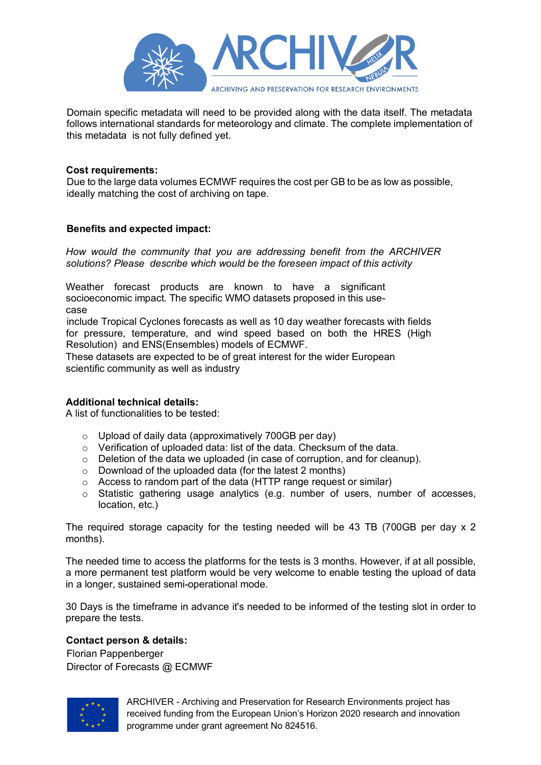Domain specific metadata will need to be provided along with the data itself. The metadata follows international standards for meteorology and climate. The complete implementation of this metadata is not fully defined yet.

**Cost requirements:**
Due to the large data volumes ECMWF requires the cost per GB to be as low as possible, ideally matching the cost of archiving on tape.

**Benefits and expected impact:**

*How would the community that you are addressing benefit from the ARCHIVER solutions? Please describe which would be the foreseen impact of this activity*

Weather forecast products are known to have a significant socioeconomic impact. The specific WMO datasets proposed in this use-case include Tropical Cyclones forecasts as well as 10 day weather forecasts with fields for pressure, temperature, and wind speed based on both the HRES (High Resolution) and ENS(Ensembles) models of ECMWF.
These datasets are expected to be of great interest for the wider European scientific community as well as industry

**Additional technical details:**
A list of functionalities to be tested:

- Upload of daily data (approximatively 700GB per day)
- Verification of uploaded data: list of the data. Checksum of the data.
- Deletion of the data we uploaded (in case of corruption, and for cleanup).
- Download of the uploaded data (for the latest 2 months)
- Access to random part of the data (HTTP range request or similar)
- Statistic gathering usage analytics (e.g. number of users, number of accesses, location, etc.)

The required storage capacity for the testing needed will be 43 TB (700GB per day x 2 months).

The needed time to access the platforms for the tests is 3 months. However, if at all possible, a more permanent test platform would be very welcome to enable testing the upload of data in a longer, sustained semi-operational mode.

30 Days is the timeframe in advance it's needed to be informed of the testing slot in order to prepare the tests.

**Contact person & details:**
Florian Pappenberger
Director of Forecasts @ ECMWF

ARCHIVER - Archiving and Preservation for Research Environments project has received funding from the European Union's Horizon 2020 research and innovation programme under grant agreement No 824516.